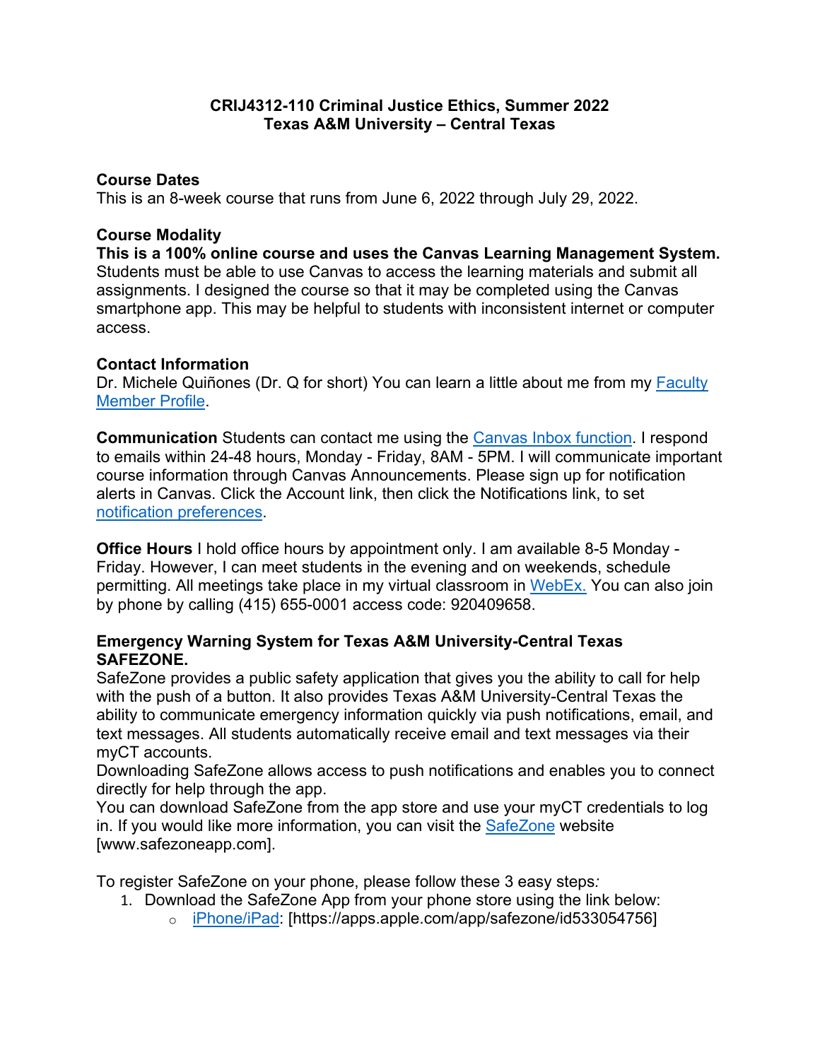# CRIJ4312-110 Criminal Justice Ethics, Summer 2022
# Texas A&M University – Central Texas

### Course Dates

This is an 8-week course that runs from June 6, 2022 through July 29, 2022.

### Course Modality

**This is a 100% online course and uses the Canvas Learning Management System.** Students must be able to use Canvas to access the learning materials and submit all assignments. I designed the course so that it may be completed using the Canvas smartphone app. This may be helpful to students with inconsistent internet or computer access.

### Contact Information

Dr. Michele Quiñones (Dr. Q for short) You can learn a little about me from my Faculty Member Profile.

**Communication** Students can contact me using the Canvas Inbox function. I respond to emails within 24-48 hours, Monday - Friday, 8AM - 5PM. I will communicate important course information through Canvas Announcements. Please sign up for notification alerts in Canvas. Click the Account link, then click the Notifications link, to set notification preferences.

**Office Hours** I hold office hours by appointment only. I am available 8-5 Monday - Friday. However, I can meet students in the evening and on weekends, schedule permitting. All meetings take place in my virtual classroom in WebEx. You can also join by phone by calling (415) 655-0001 access code: 920409658.

### Emergency Warning System for Texas A&M University-Central Texas SAFEZONE.

SafeZone provides a public safety application that gives you the ability to call for help with the push of a button. It also provides Texas A&M University-Central Texas the ability to communicate emergency information quickly via push notifications, email, and text messages. All students automatically receive email and text messages via their myCT accounts.

Downloading SafeZone allows access to push notifications and enables you to connect directly for help through the app.

You can download SafeZone from the app store and use your myCT credentials to log in. If you would like more information, you can visit the SafeZone website [www.safezoneapp.com].

To register SafeZone on your phone, please follow these 3 easy steps*:*

1. Download the SafeZone App from your phone store using the link below:
   - iPhone/iPad: [https://apps.apple.com/app/safezone/id533054756]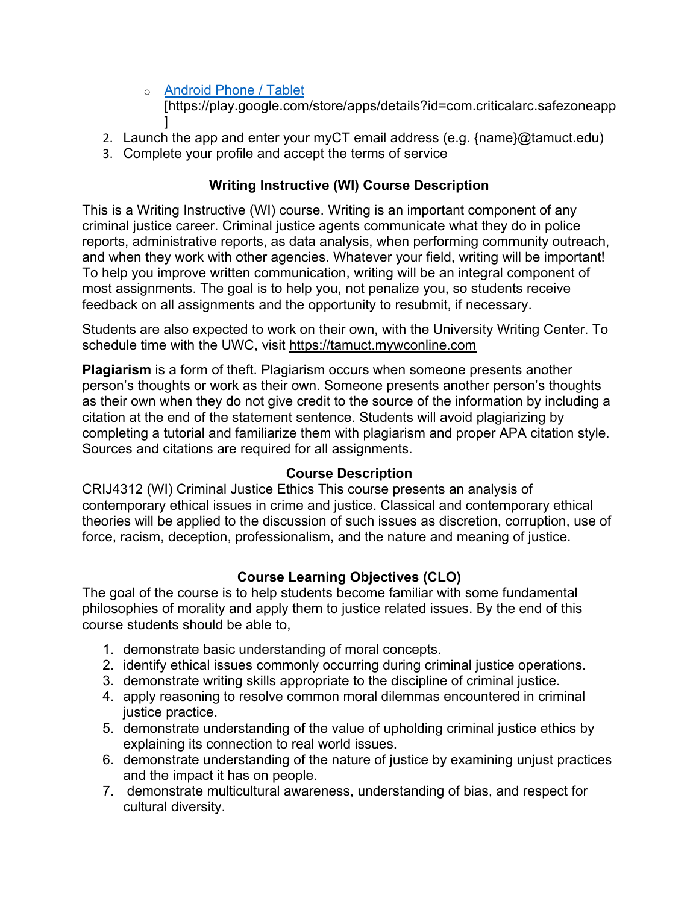- [Android Phone / Tablet](https://play.google.com/store/apps/details?id=com.criticalarc.safezoneapp) [https://play.google.com/store/apps/details?id=com.criticalarc.safezoneapp]

2. Launch the app and enter your myCT email address (e.g. {name}@tamuct.edu)
3. Complete your profile and accept the terms of service

## Writing Instructive (WI) Course Description

This is a Writing Instructive (WI) course. Writing is an important component of any criminal justice career. Criminal justice agents communicate what they do in police reports, administrative reports, as data analysis, when performing community outreach, and when they work with other agencies. Whatever your field, writing will be important! To help you improve written communication, writing will be an integral component of most assignments. The goal is to help you, not penalize you, so students receive feedback on all assignments and the opportunity to resubmit, if necessary.

Students are also expected to work on their own, with the University Writing Center. To schedule time with the UWC, visit https://tamuct.mywconline.com

**Plagiarism** is a form of theft. Plagiarism occurs when someone presents another person's thoughts or work as their own. Someone presents another person's thoughts as their own when they do not give credit to the source of the information by including a citation at the end of the statement sentence. Students will avoid plagiarizing by completing a tutorial and familiarize them with plagiarism and proper APA citation style. Sources and citations are required for all assignments.

## Course Description

CRIJ4312 (WI) Criminal Justice Ethics This course presents an analysis of contemporary ethical issues in crime and justice. Classical and contemporary ethical theories will be applied to the discussion of such issues as discretion, corruption, use of force, racism, deception, professionalism, and the nature and meaning of justice.

## Course Learning Objectives (CLO)

The goal of the course is to help students become familiar with some fundamental philosophies of morality and apply them to justice related issues. By the end of this course students should be able to,

1. demonstrate basic understanding of moral concepts.
2. identify ethical issues commonly occurring during criminal justice operations.
3. demonstrate writing skills appropriate to the discipline of criminal justice.
4. apply reasoning to resolve common moral dilemmas encountered in criminal justice practice.
5. demonstrate understanding of the value of upholding criminal justice ethics by explaining its connection to real world issues.
6. demonstrate understanding of the nature of justice by examining unjust practices and the impact it has on people.
7. demonstrate multicultural awareness, understanding of bias, and respect for cultural diversity.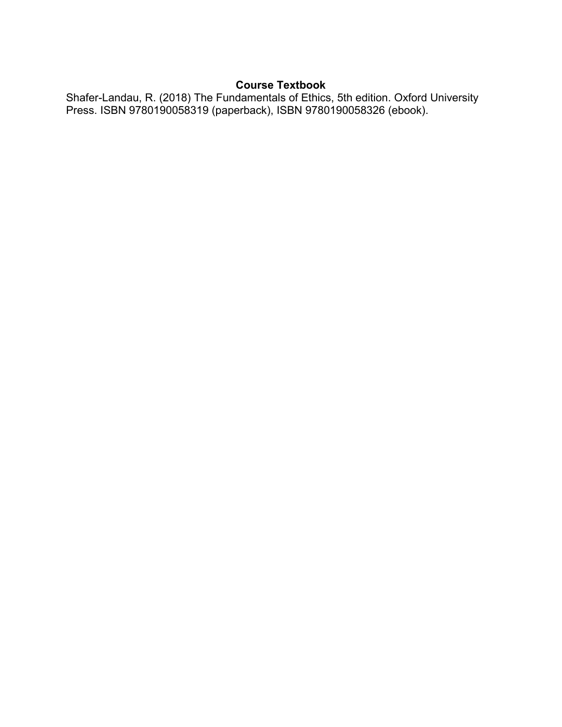## Course Textbook

Shafer-Landau, R. (2018) The Fundamentals of Ethics, 5th edition. Oxford University Press. ISBN 9780190058319 (paperback), ISBN 9780190058326 (ebook).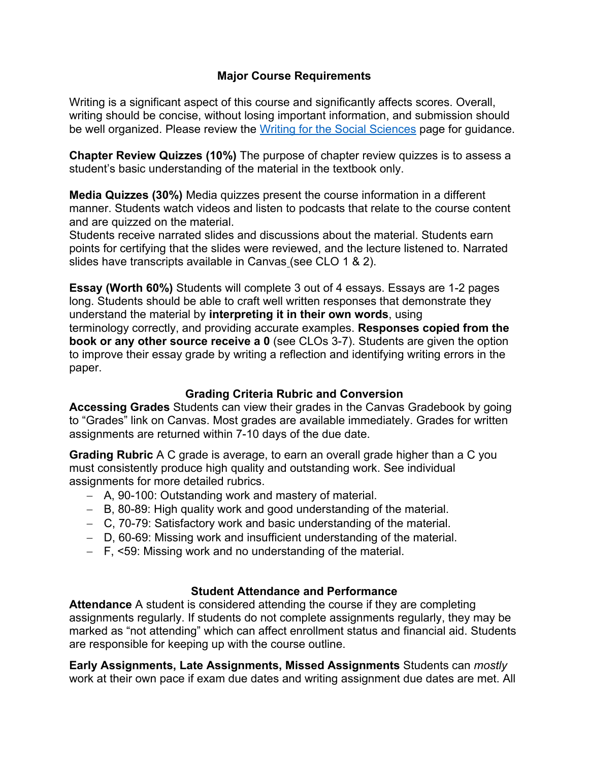## Major Course Requirements

Writing is a significant aspect of this course and significantly affects scores. Overall, writing should be concise, without losing important information, and submission should be well organized. Please review the [Writing for the Social Sciences]() page for guidance.

**Chapter Review Quizzes (10%)** The purpose of chapter review quizzes is to assess a student's basic understanding of the material in the textbook only.

**Media Quizzes (30%)** Media quizzes present the course information in a different manner. Students watch videos and listen to podcasts that relate to the course content and are quizzed on the material.
Students receive narrated slides and discussions about the material. Students earn points for certifying that the slides were reviewed, and the lecture listened to. Narrated slides have transcripts available in Canvas (see CLO 1 & 2).

**Essay (Worth 60%)** Students will complete 3 out of 4 essays. Essays are 1-2 pages long. Students should be able to craft well written responses that demonstrate they understand the material by **interpreting it in their own words**, using terminology correctly, and providing accurate examples. **Responses copied from the book or any other source receive a 0** (see CLOs 3-7). Students are given the option to improve their essay grade by writing a reflection and identifying writing errors in the paper.

## Grading Criteria Rubric and Conversion

**Accessing Grades** Students can view their grades in the Canvas Gradebook by going to "Grades" link on Canvas. Most grades are available immediately. Grades for written assignments are returned within 7-10 days of the due date.

**Grading Rubric** A C grade is average, to earn an overall grade higher than a C you must consistently produce high quality and outstanding work. See individual assignments for more detailed rubrics.

- A, 90-100: Outstanding work and mastery of material.
- B, 80-89: High quality work and good understanding of the material.
- C, 70-79: Satisfactory work and basic understanding of the material.
- D, 60-69: Missing work and insufficient understanding of the material.
- F, <59: Missing work and no understanding of the material.

## Student Attendance and Performance

**Attendance** A student is considered attending the course if they are completing assignments regularly. If students do not complete assignments regularly, they may be marked as "not attending" which can affect enrollment status and financial aid. Students are responsible for keeping up with the course outline.

**Early Assignments, Late Assignments, Missed Assignments** Students can *mostly* work at their own pace if exam due dates and writing assignment due dates are met. All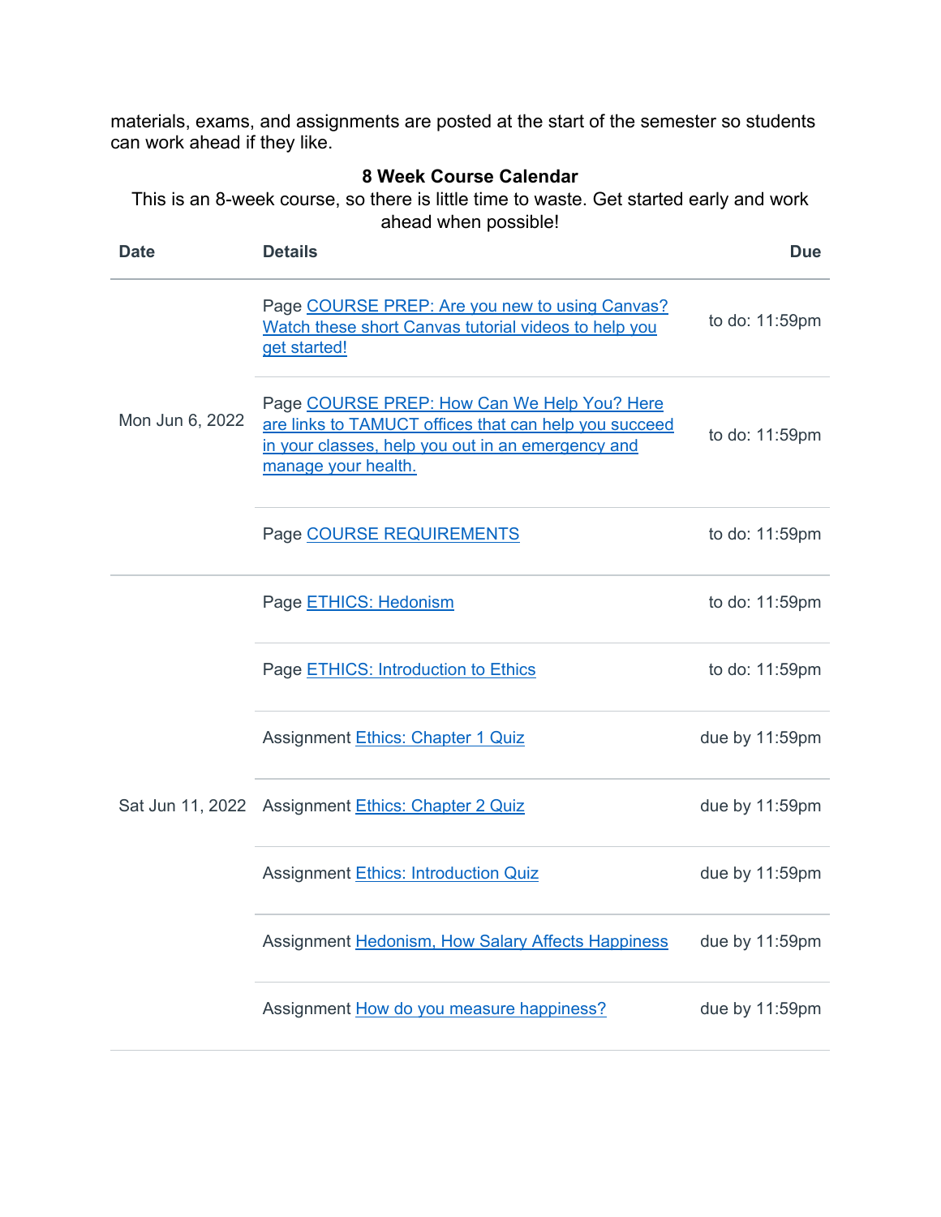materials, exams, and assignments are posted at the start of the semester so students can work ahead if they like.

**8 Week Course Calendar**

This is an 8-week course, so there is little time to waste. Get started early and work ahead when possible!

| Date | Details | Due |
|---|---|---|
| Mon Jun 6, 2022 | Page COURSE PREP: Are you new to using Canvas? Watch these short Canvas tutorial videos to help you get started! | to do: 11:59pm |
| | Page COURSE PREP: How Can We Help You? Here are links to TAMUCT offices that can help you succeed in your classes, help you out in an emergency and manage your health. | to do: 11:59pm |
| | Page COURSE REQUIREMENTS | to do: 11:59pm |
| Sat Jun 11, 2022 | Page ETHICS: Hedonism | to do: 11:59pm |
| | Page ETHICS: Introduction to Ethics | to do: 11:59pm |
| | Assignment Ethics: Chapter 1 Quiz | due by 11:59pm |
| | Assignment Ethics: Chapter 2 Quiz | due by 11:59pm |
| | Assignment Ethics: Introduction Quiz | due by 11:59pm |
| | Assignment Hedonism, How Salary Affects Happiness | due by 11:59pm |
| | Assignment How do you measure happiness? | due by 11:59pm |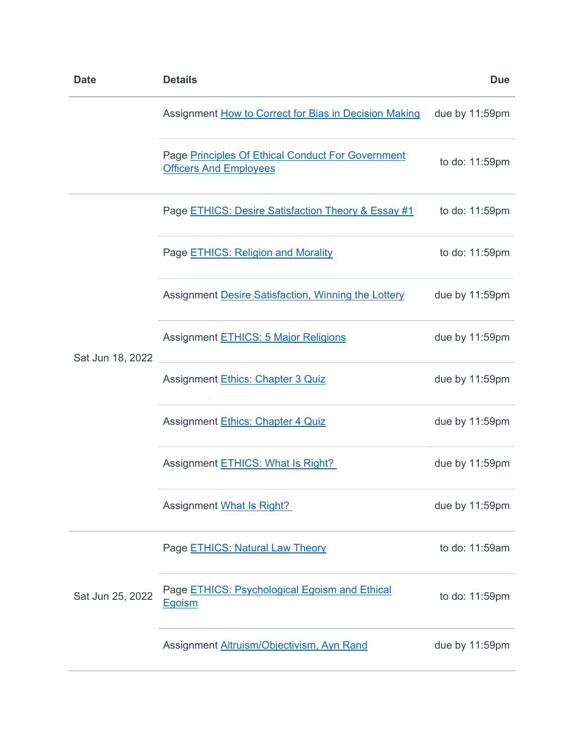| Date | Details | Due |
|---|---|---|
| | Assignment How to Correct for Bias in Decision Making | due by 11:59pm |
| | Page Principles Of Ethical Conduct For Government Officers And Employees | to do: 11:59pm |
| Sat Jun 18, 2022 | Page ETHICS: Desire Satisfaction Theory & Essay #1 | to do: 11:59pm |
| | Page ETHICS: Religion and Morality | to do: 11:59pm |
| | Assignment Desire Satisfaction, Winning the Lottery | due by 11:59pm |
| | Assignment ETHICS: 5 Major Religions | due by 11:59pm |
| | Assignment Ethics: Chapter 3 Quiz | due by 11:59pm |
| | Assignment Ethics: Chapter 4 Quiz | due by 11:59pm |
| | Assignment ETHICS: What Is Right? | due by 11:59pm |
| | Assignment What Is Right? | due by 11:59pm |
| Sat Jun 25, 2022 | Page ETHICS: Natural Law Theory | to do: 11:59am |
| | Page ETHICS: Psychological Egoism and Ethical Egoism | to do: 11:59pm |
| | Assignment Altruism/Objectivism, Ayn Rand | due by 11:59pm |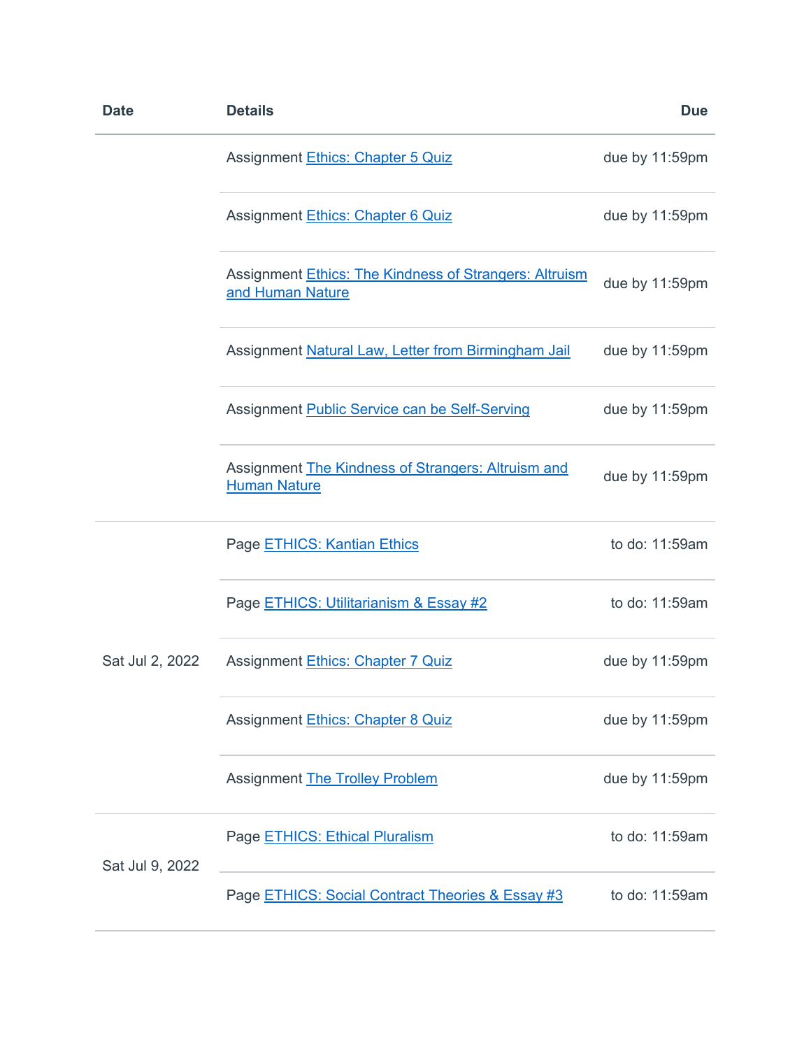| Date | Details | Due |
|---|---|---|
| | Assignment Ethics: Chapter 5 Quiz | due by 11:59pm |
| | Assignment Ethics: Chapter 6 Quiz | due by 11:59pm |
| | Assignment Ethics: The Kindness of Strangers: Altruism and Human Nature | due by 11:59pm |
| | Assignment Natural Law, Letter from Birmingham Jail | due by 11:59pm |
| | Assignment Public Service can be Self-Serving | due by 11:59pm |
| | Assignment The Kindness of Strangers: Altruism and Human Nature | due by 11:59pm |
| Sat Jul 2, 2022 | Page ETHICS: Kantian Ethics | to do: 11:59am |
| | Page ETHICS: Utilitarianism & Essay #2 | to do: 11:59am |
| | Assignment Ethics: Chapter 7 Quiz | due by 11:59pm |
| | Assignment Ethics: Chapter 8 Quiz | due by 11:59pm |
| | Assignment The Trolley Problem | due by 11:59pm |
| Sat Jul 9, 2022 | Page ETHICS: Ethical Pluralism | to do: 11:59am |
| | Page ETHICS: Social Contract Theories & Essay #3 | to do: 11:59am |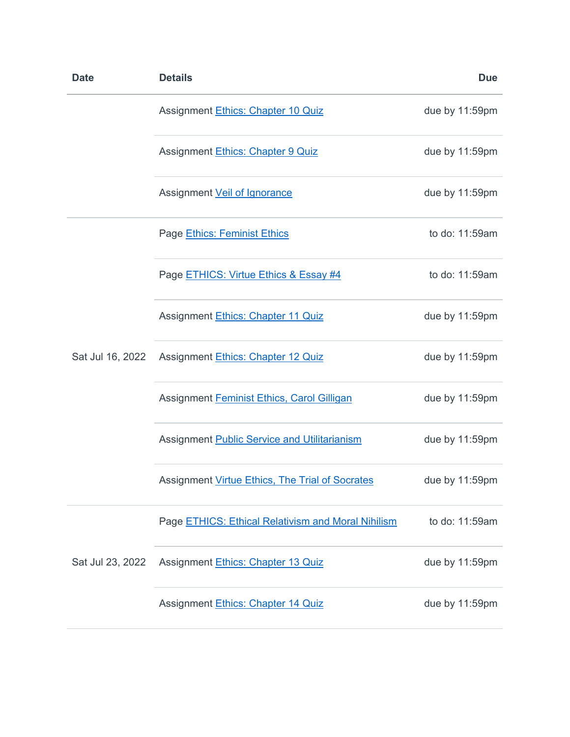| Date | Details | Due |
|---|---|---|
| | Assignment Ethics: Chapter 10 Quiz | due by 11:59pm |
| | Assignment Ethics: Chapter 9 Quiz | due by 11:59pm |
| | Assignment Veil of Ignorance | due by 11:59pm |
| Sat Jul 16, 2022 | Page Ethics: Feminist Ethics | to do: 11:59am |
| | Page ETHICS: Virtue Ethics & Essay #4 | to do: 11:59am |
| | Assignment Ethics: Chapter 11 Quiz | due by 11:59pm |
| | Assignment Ethics: Chapter 12 Quiz | due by 11:59pm |
| | Assignment Feminist Ethics, Carol Gilligan | due by 11:59pm |
| | Assignment Public Service and Utilitarianism | due by 11:59pm |
| | Assignment Virtue Ethics, The Trial of Socrates | due by 11:59pm |
| Sat Jul 23, 2022 | Page ETHICS: Ethical Relativism and Moral Nihilism | to do: 11:59am |
| | Assignment Ethics: Chapter 13 Quiz | due by 11:59pm |
| | Assignment Ethics: Chapter 14 Quiz | due by 11:59pm |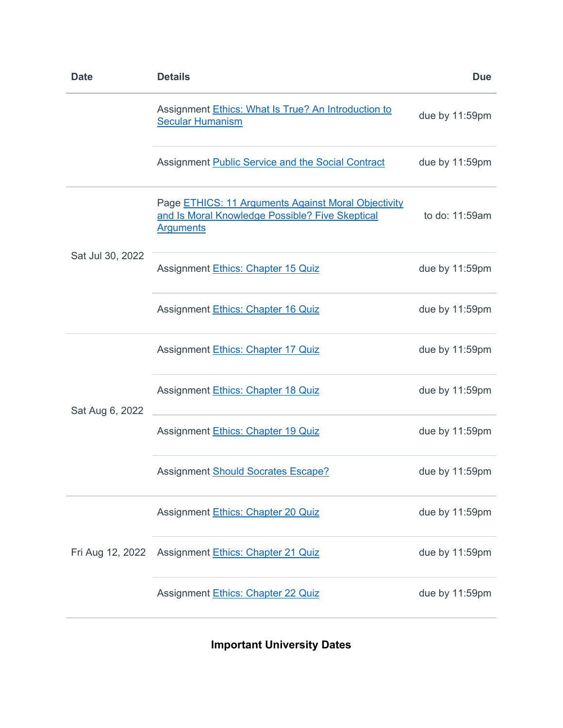| Date | Details | Due |
|---|---|---|
| | Assignment Ethics: What Is True? An Introduction to Secular Humanism | due by 11:59pm |
| | Assignment Public Service and the Social Contract | due by 11:59pm |
| Sat Jul 30, 2022 | Page ETHICS: 11 Arguments Against Moral Objectivity and Is Moral Knowledge Possible? Five Skeptical Arguments | to do: 11:59am |
| | Assignment Ethics: Chapter 15 Quiz | due by 11:59pm |
| | Assignment Ethics: Chapter 16 Quiz | due by 11:59pm |
| Sat Aug 6, 2022 | Assignment Ethics: Chapter 17 Quiz | due by 11:59pm |
| | Assignment Ethics: Chapter 18 Quiz | due by 11:59pm |
| | Assignment Ethics: Chapter 19 Quiz | due by 11:59pm |
| | Assignment Should Socrates Escape? | due by 11:59pm |
| Fri Aug 12, 2022 | Assignment Ethics: Chapter 20 Quiz | due by 11:59pm |
| | Assignment Ethics: Chapter 21 Quiz | due by 11:59pm |
| | Assignment Ethics: Chapter 22 Quiz | due by 11:59pm |

## Important University Dates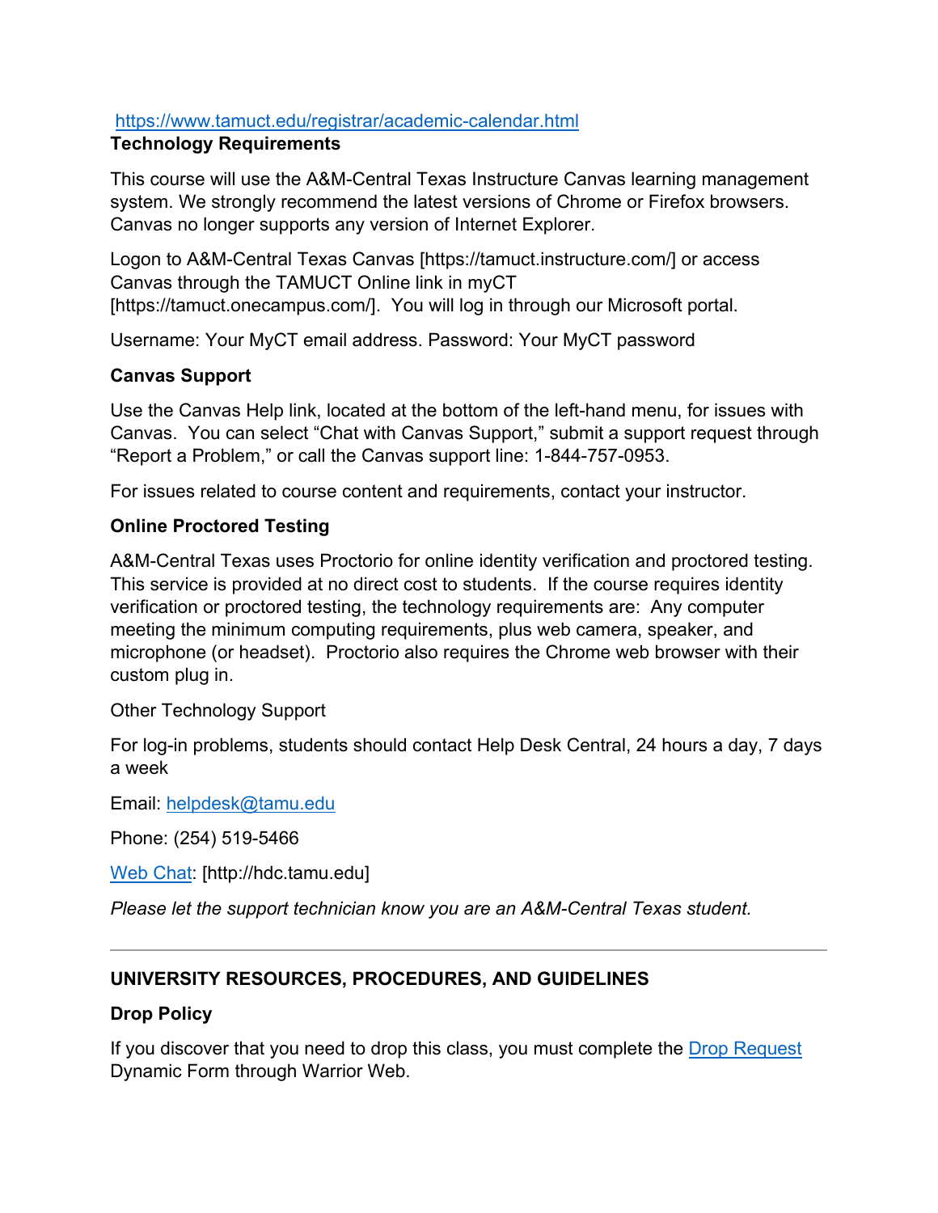[https://www.tamuct.edu/registrar/academic-calendar.html](https://www.tamuct.edu/registrar/academic-calendar.html)

**Technology Requirements**

This course will use the A&M-Central Texas Instructure Canvas learning management system. We strongly recommend the latest versions of Chrome or Firefox browsers. Canvas no longer supports any version of Internet Explorer.

Logon to A&M-Central Texas Canvas [https://tamuct.instructure.com/] or access Canvas through the TAMUCT Online link in myCT [https://tamuct.onecampus.com/]. You will log in through our Microsoft portal.

Username: Your MyCT email address. Password: Your MyCT password

**Canvas Support**

Use the Canvas Help link, located at the bottom of the left-hand menu, for issues with Canvas. You can select "Chat with Canvas Support," submit a support request through "Report a Problem," or call the Canvas support line: 1-844-757-0953.

For issues related to course content and requirements, contact your instructor.

**Online Proctored Testing**

A&M-Central Texas uses Proctorio for online identity verification and proctored testing. This service is provided at no direct cost to students. If the course requires identity verification or proctored testing, the technology requirements are: Any computer meeting the minimum computing requirements, plus web camera, speaker, and microphone (or headset). Proctorio also requires the Chrome web browser with their custom plug in.

Other Technology Support

For log-in problems, students should contact Help Desk Central, 24 hours a day, 7 days a week

Email: [helpdesk@tamu.edu](mailto:helpdesk@tamu.edu)

Phone: (254) 519-5466

[Web Chat](http://hdc.tamu.edu): [http://hdc.tamu.edu]

*Please let the support technician know you are an A&M-Central Texas student.*

---

**UNIVERSITY RESOURCES, PROCEDURES, AND GUIDELINES**

**Drop Policy**

If you discover that you need to drop this class, you must complete the [Drop Request](#) Dynamic Form through Warrior Web.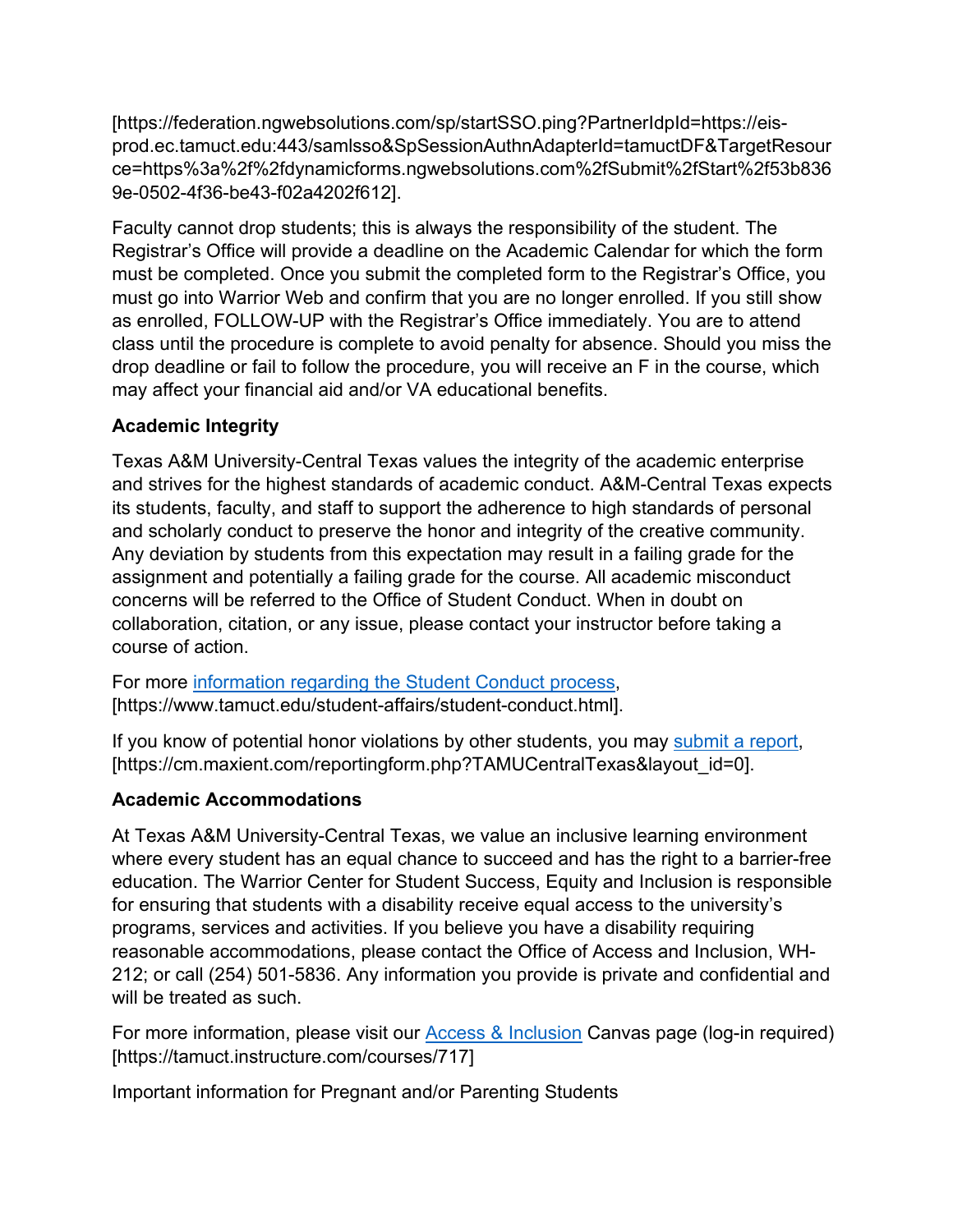[https://federation.ngwebsolutions.com/sp/startSSO.ping?PartnerIdpId=https://eis-prod.ec.tamuct.edu:443/samlsso&SpSessionAuthnAdapterId=tamuctDF&TargetResource=https%3a%2f%2fdynamicforms.ngwebsolutions.com%2fSubmit%2fStart%2f53b8369e-0502-4f36-be43-f02a4202f612].

Faculty cannot drop students; this is always the responsibility of the student. The Registrar's Office will provide a deadline on the Academic Calendar for which the form must be completed. Once you submit the completed form to the Registrar's Office, you must go into Warrior Web and confirm that you are no longer enrolled. If you still show as enrolled, FOLLOW-UP with the Registrar's Office immediately. You are to attend class until the procedure is complete to avoid penalty for absence. Should you miss the drop deadline or fail to follow the procedure, you will receive an F in the course, which may affect your financial aid and/or VA educational benefits.

**Academic Integrity**

Texas A&M University-Central Texas values the integrity of the academic enterprise and strives for the highest standards of academic conduct. A&M-Central Texas expects its students, faculty, and staff to support the adherence to high standards of personal and scholarly conduct to preserve the honor and integrity of the creative community. Any deviation by students from this expectation may result in a failing grade for the assignment and potentially a failing grade for the course. All academic misconduct concerns will be referred to the Office of Student Conduct. When in doubt on collaboration, citation, or any issue, please contact your instructor before taking a course of action.

For more [information regarding the Student Conduct process](https://www.tamuct.edu/student-affairs/student-conduct.html), [https://www.tamuct.edu/student-affairs/student-conduct.html].

If you know of potential honor violations by other students, you may [submit a report](https://cm.maxient.com/reportingform.php?TAMUCentralTexas&layout_id=0), [https://cm.maxient.com/reportingform.php?TAMUCentralTexas&layout_id=0].

**Academic Accommodations**

At Texas A&M University-Central Texas, we value an inclusive learning environment where every student has an equal chance to succeed and has the right to a barrier-free education. The Warrior Center for Student Success, Equity and Inclusion is responsible for ensuring that students with a disability receive equal access to the university's programs, services and activities. If you believe you have a disability requiring reasonable accommodations, please contact the Office of Access and Inclusion, WH-212; or call (254) 501-5836. Any information you provide is private and confidential and will be treated as such.

For more information, please visit our [Access & Inclusion](https://tamuct.instructure.com/courses/717) Canvas page (log-in required) [https://tamuct.instructure.com/courses/717]

Important information for Pregnant and/or Parenting Students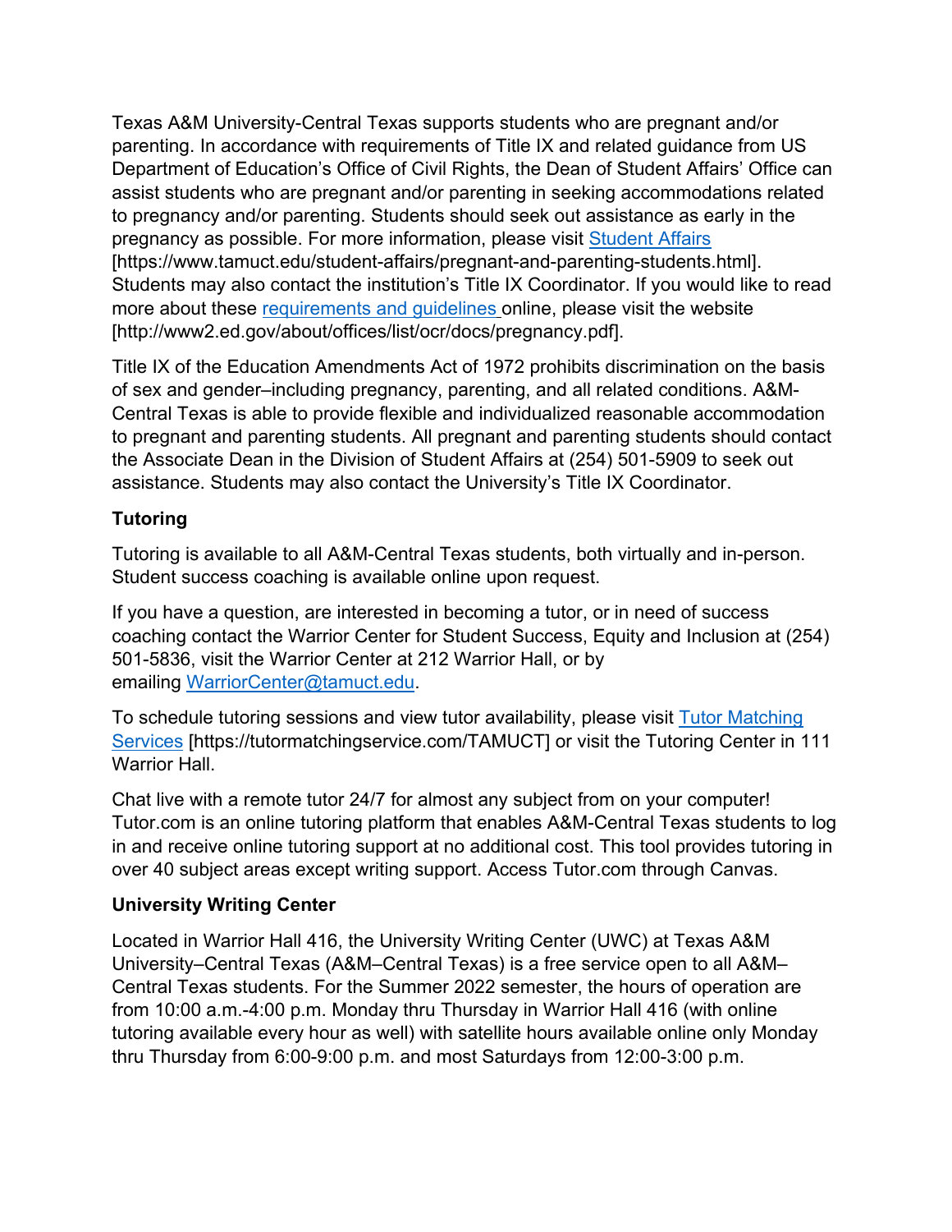Texas A&M University-Central Texas supports students who are pregnant and/or parenting. In accordance with requirements of Title IX and related guidance from US Department of Education's Office of Civil Rights, the Dean of Student Affairs' Office can assist students who are pregnant and/or parenting in seeking accommodations related to pregnancy and/or parenting. Students should seek out assistance as early in the pregnancy as possible. For more information, please visit [Student Affairs](https://www.tamuct.edu/student-affairs/pregnant-and-parenting-students.html) [https://www.tamuct.edu/student-affairs/pregnant-and-parenting-students.html]. Students may also contact the institution's Title IX Coordinator. If you would like to read more about these [requirements and guidelines](http://www2.ed.gov/about/offices/list/ocr/docs/pregnancy.pdf) online, please visit the website [http://www2.ed.gov/about/offices/list/ocr/docs/pregnancy.pdf].

Title IX of the Education Amendments Act of 1972 prohibits discrimination on the basis of sex and gender–including pregnancy, parenting, and all related conditions. A&M-Central Texas is able to provide flexible and individualized reasonable accommodation to pregnant and parenting students. All pregnant and parenting students should contact the Associate Dean in the Division of Student Affairs at (254) 501-5909 to seek out assistance. Students may also contact the University's Title IX Coordinator.

**Tutoring**

Tutoring is available to all A&M-Central Texas students, both virtually and in-person. Student success coaching is available online upon request.

If you have a question, are interested in becoming a tutor, or in need of success coaching contact the Warrior Center for Student Success, Equity and Inclusion at (254) 501-5836, visit the Warrior Center at 212 Warrior Hall, or by emailing [WarriorCenter@tamuct.edu](mailto:WarriorCenter@tamuct.edu).

To schedule tutoring sessions and view tutor availability, please visit [Tutor Matching Services](https://tutormatchingservice.com/TAMUCT) [https://tutormatchingservice.com/TAMUCT] or visit the Tutoring Center in 111 Warrior Hall.

Chat live with a remote tutor 24/7 for almost any subject from on your computer! Tutor.com is an online tutoring platform that enables A&M-Central Texas students to log in and receive online tutoring support at no additional cost. This tool provides tutoring in over 40 subject areas except writing support. Access Tutor.com through Canvas.

**University Writing Center**

Located in Warrior Hall 416, the University Writing Center (UWC) at Texas A&M University–Central Texas (A&M–Central Texas) is a free service open to all A&M–Central Texas students. For the Summer 2022 semester, the hours of operation are from 10:00 a.m.-4:00 p.m. Monday thru Thursday in Warrior Hall 416 (with online tutoring available every hour as well) with satellite hours available online only Monday thru Thursday from 6:00-9:00 p.m. and most Saturdays from 12:00-3:00 p.m.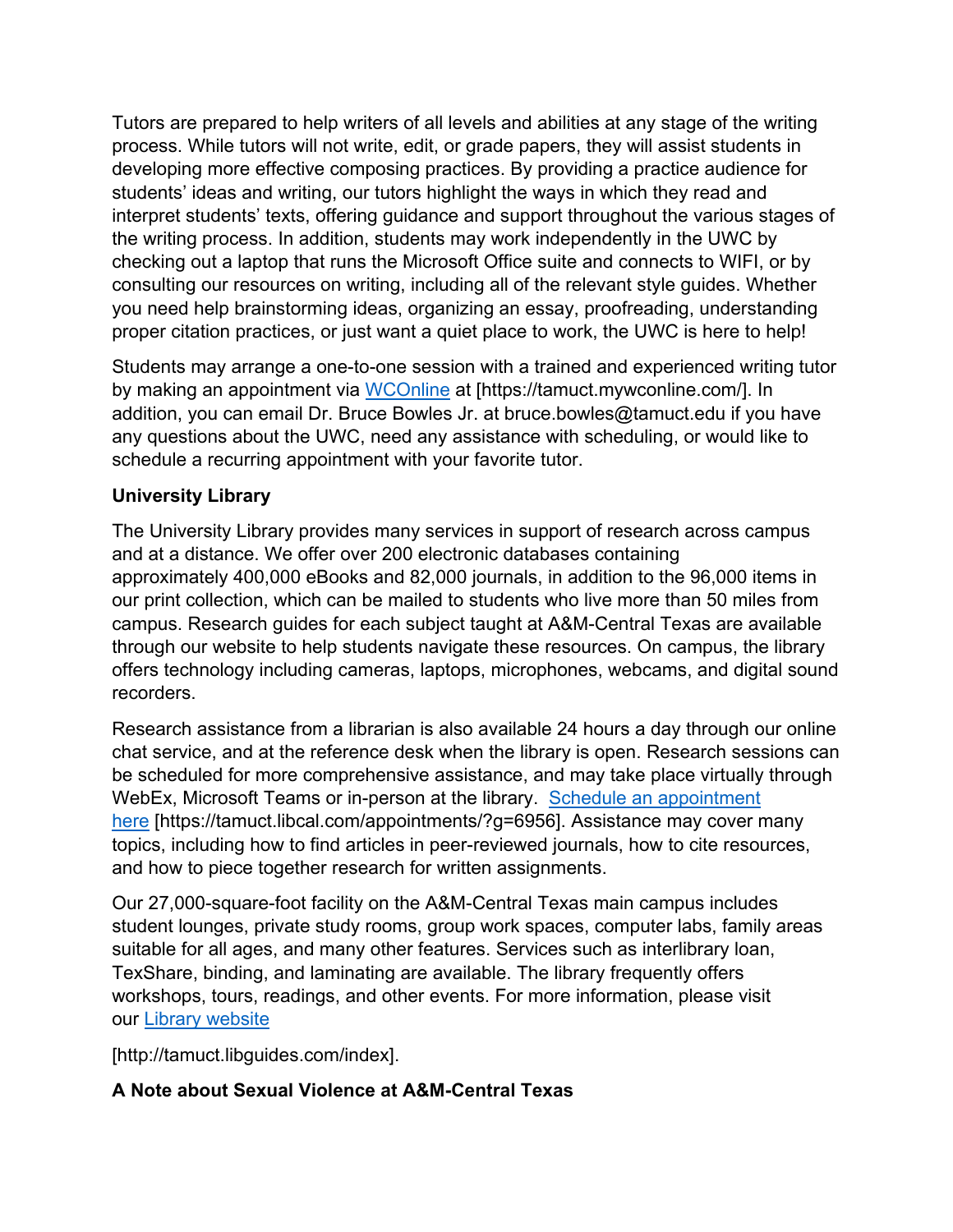Tutors are prepared to help writers of all levels and abilities at any stage of the writing process. While tutors will not write, edit, or grade papers, they will assist students in developing more effective composing practices. By providing a practice audience for students' ideas and writing, our tutors highlight the ways in which they read and interpret students' texts, offering guidance and support throughout the various stages of the writing process. In addition, students may work independently in the UWC by checking out a laptop that runs the Microsoft Office suite and connects to WIFI, or by consulting our resources on writing, including all of the relevant style guides. Whether you need help brainstorming ideas, organizing an essay, proofreading, understanding proper citation practices, or just want a quiet place to work, the UWC is here to help!

Students may arrange a one-to-one session with a trained and experienced writing tutor by making an appointment via WCOnline at [https://tamuct.mywconline.com/]. In addition, you can email Dr. Bruce Bowles Jr. at bruce.bowles@tamuct.edu if you have any questions about the UWC, need any assistance with scheduling, or would like to schedule a recurring appointment with your favorite tutor.

**University Library**

The University Library provides many services in support of research across campus and at a distance. We offer over 200 electronic databases containing approximately 400,000 eBooks and 82,000 journals, in addition to the 96,000 items in our print collection, which can be mailed to students who live more than 50 miles from campus. Research guides for each subject taught at A&M-Central Texas are available through our website to help students navigate these resources. On campus, the library offers technology including cameras, laptops, microphones, webcams, and digital sound recorders.

Research assistance from a librarian is also available 24 hours a day through our online chat service, and at the reference desk when the library is open. Research sessions can be scheduled for more comprehensive assistance, and may take place virtually through WebEx, Microsoft Teams or in-person at the library. Schedule an appointment here [https://tamuct.libcal.com/appointments/?g=6956]. Assistance may cover many topics, including how to find articles in peer-reviewed journals, how to cite resources, and how to piece together research for written assignments.

Our 27,000-square-foot facility on the A&M-Central Texas main campus includes student lounges, private study rooms, group work spaces, computer labs, family areas suitable for all ages, and many other features. Services such as interlibrary loan, TexShare, binding, and laminating are available. The library frequently offers workshops, tours, readings, and other events. For more information, please visit our Library website

[http://tamuct.libguides.com/index].

**A Note about Sexual Violence at A&M-Central Texas**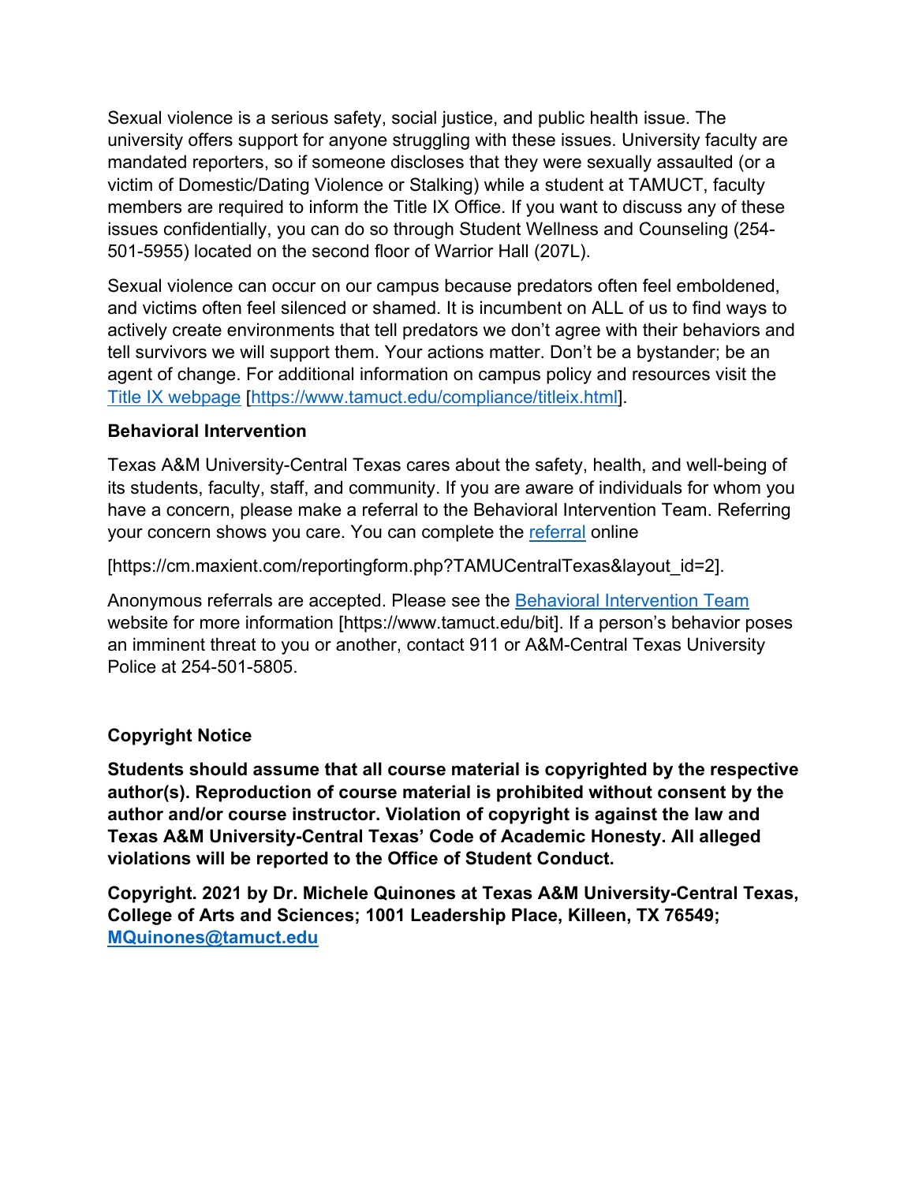Sexual violence is a serious safety, social justice, and public health issue. The university offers support for anyone struggling with these issues. University faculty are mandated reporters, so if someone discloses that they were sexually assaulted (or a victim of Domestic/Dating Violence or Stalking) while a student at TAMUCT, faculty members are required to inform the Title IX Office. If you want to discuss any of these issues confidentially, you can do so through Student Wellness and Counseling (254-501-5955) located on the second floor of Warrior Hall (207L).

Sexual violence can occur on our campus because predators often feel emboldened, and victims often feel silenced or shamed. It is incumbent on ALL of us to find ways to actively create environments that tell predators we don't agree with their behaviors and tell survivors we will support them. Your actions matter. Don't be a bystander; be an agent of change. For additional information on campus policy and resources visit the Title IX webpage [https://www.tamuct.edu/compliance/titleix.html].

**Behavioral Intervention**

Texas A&M University-Central Texas cares about the safety, health, and well-being of its students, faculty, staff, and community. If you are aware of individuals for whom you have a concern, please make a referral to the Behavioral Intervention Team. Referring your concern shows you care. You can complete the referral online

[https://cm.maxient.com/reportingform.php?TAMUCentralTexas&layout_id=2].

Anonymous referrals are accepted. Please see the Behavioral Intervention Team website for more information [https://www.tamuct.edu/bit]. If a person's behavior poses an imminent threat to you or another, contact 911 or A&M-Central Texas University Police at 254-501-5805.

**Copyright Notice**

**Students should assume that all course material is copyrighted by the respective author(s). Reproduction of course material is prohibited without consent by the author and/or course instructor. Violation of copyright is against the law and Texas A&M University-Central Texas' Code of Academic Honesty. All alleged violations will be reported to the Office of Student Conduct.**

**Copyright. 2021 by Dr. Michele Quinones at Texas A&M University-Central Texas, College of Arts and Sciences; 1001 Leadership Place, Killeen, TX 76549; MQuinones@tamuct.edu**